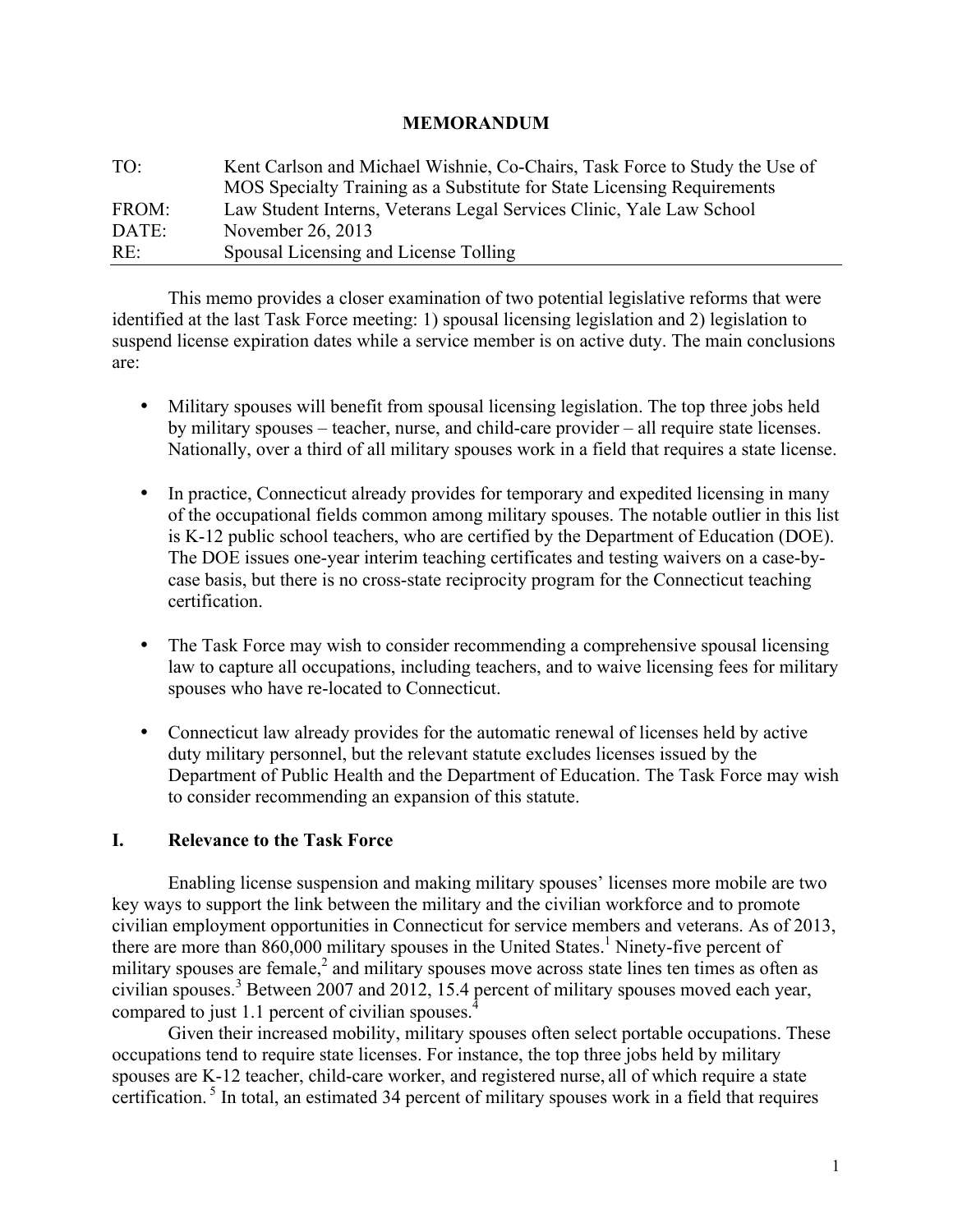# MEMORANDUM

| | |
|---|---|
| TO: | Kent Carlson and Michael Wishnie, Co-Chairs, Task Force to Study the Use of MOS Specialty Training as a Substitute for State Licensing Requirements |
| FROM: | Law Student Interns, Veterans Legal Services Clinic, Yale Law School |
| DATE: | November 26, 2013 |
| RE: | Spousal Licensing and License Tolling |

This memo provides a closer examination of two potential legislative reforms that were identified at the last Task Force meeting: 1) spousal licensing legislation and 2) legislation to suspend license expiration dates while a service member is on active duty. The main conclusions are:

- Military spouses will benefit from spousal licensing legislation. The top three jobs held by military spouses – teacher, nurse, and child-care provider – all require state licenses. Nationally, over a third of all military spouses work in a field that requires a state license.
- In practice, Connecticut already provides for temporary and expedited licensing in many of the occupational fields common among military spouses. The notable outlier in this list is K-12 public school teachers, who are certified by the Department of Education (DOE). The DOE issues one-year interim teaching certificates and testing waivers on a case-by-case basis, but there is no cross-state reciprocity program for the Connecticut teaching certification.
- The Task Force may wish to consider recommending a comprehensive spousal licensing law to capture all occupations, including teachers, and to waive licensing fees for military spouses who have re-located to Connecticut.
- Connecticut law already provides for the automatic renewal of licenses held by active duty military personnel, but the relevant statute excludes licenses issued by the Department of Public Health and the Department of Education. The Task Force may wish to consider recommending an expansion of this statute.

## I. Relevance to the Task Force

Enabling license suspension and making military spouses' licenses more mobile are two key ways to support the link between the military and the civilian workforce and to promote civilian employment opportunities in Connecticut for service members and veterans. As of 2013, there are more than 860,000 military spouses in the United States.[1] Ninety-five percent of military spouses are female,[2] and military spouses move across state lines ten times as often as civilian spouses.[3] Between 2007 and 2012, 15.4 percent of military spouses moved each year, compared to just 1.1 percent of civilian spouses.[4]

Given their increased mobility, military spouses often select portable occupations. These occupations tend to require state licenses. For instance, the top three jobs held by military spouses are K-12 teacher, child-care worker, and registered nurse, all of which require a state certification.[5] In total, an estimated 34 percent of military spouses work in a field that requires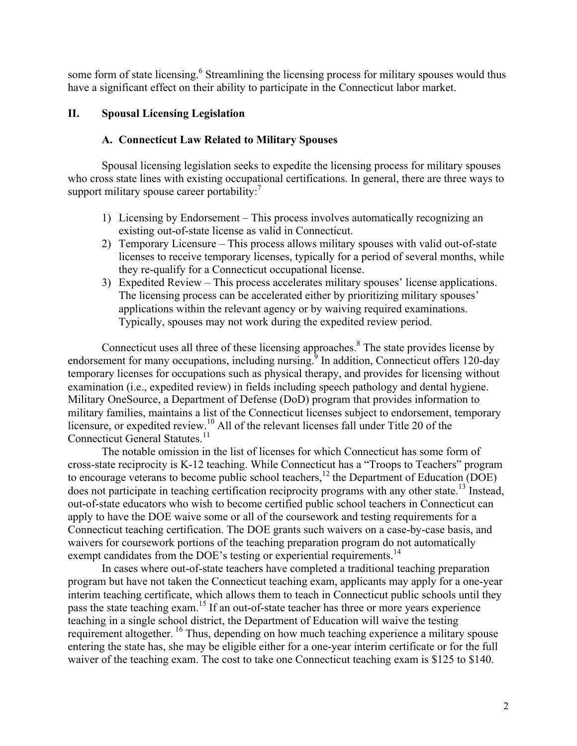some form of state licensing.[6] Streamlining the licensing process for military spouses would thus have a significant effect on their ability to participate in the Connecticut labor market.

## II. Spousal Licensing Legislation

### A. Connecticut Law Related to Military Spouses

Spousal licensing legislation seeks to expedite the licensing process for military spouses who cross state lines with existing occupational certifications. In general, there are three ways to support military spouse career portability:[7]

1) Licensing by Endorsement – This process involves automatically recognizing an existing out-of-state license as valid in Connecticut.
2) Temporary Licensure – This process allows military spouses with valid out-of-state licenses to receive temporary licenses, typically for a period of several months, while they re-qualify for a Connecticut occupational license.
3) Expedited Review – This process accelerates military spouses' license applications. The licensing process can be accelerated either by prioritizing military spouses' applications within the relevant agency or by waiving required examinations. Typically, spouses may not work during the expedited review period.

Connecticut uses all three of these licensing approaches.[8] The state provides license by endorsement for many occupations, including nursing.[9] In addition, Connecticut offers 120-day temporary licenses for occupations such as physical therapy, and provides for licensing without examination (i.e., expedited review) in fields including speech pathology and dental hygiene. Military OneSource, a Department of Defense (DoD) program that provides information to military families, maintains a list of the Connecticut licenses subject to endorsement, temporary licensure, or expedited review.[10] All of the relevant licenses fall under Title 20 of the Connecticut General Statutes.[11]

The notable omission in the list of licenses for which Connecticut has some form of cross-state reciprocity is K-12 teaching. While Connecticut has a "Troops to Teachers" program to encourage veterans to become public school teachers,[12] the Department of Education (DOE) does not participate in teaching certification reciprocity programs with any other state.[13] Instead, out-of-state educators who wish to become certified public school teachers in Connecticut can apply to have the DOE waive some or all of the coursework and testing requirements for a Connecticut teaching certification. The DOE grants such waivers on a case-by-case basis, and waivers for coursework portions of the teaching preparation program do not automatically exempt candidates from the DOE's testing or experiential requirements.[14]

In cases where out-of-state teachers have completed a traditional teaching preparation program but have not taken the Connecticut teaching exam, applicants may apply for a one-year interim teaching certificate, which allows them to teach in Connecticut public schools until they pass the state teaching exam.[15] If an out-of-state teacher has three or more years experience teaching in a single school district, the Department of Education will waive the testing requirement altogether.[16] Thus, depending on how much teaching experience a military spouse entering the state has, she may be eligible either for a one-year interim certificate or for the full waiver of the teaching exam. The cost to take one Connecticut teaching exam is $125 to $140.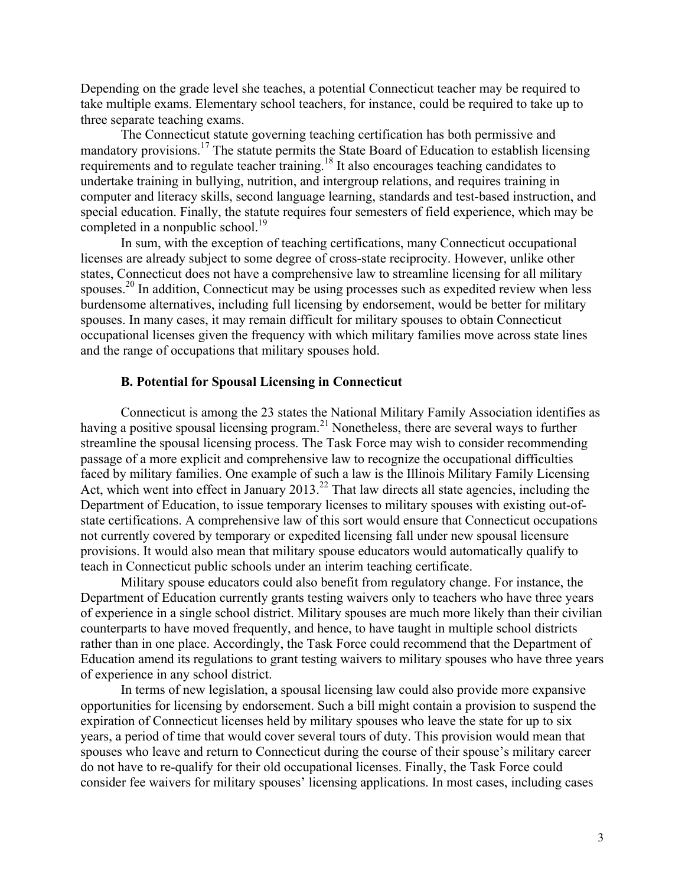Depending on the grade level she teaches, a potential Connecticut teacher may be required to take multiple exams. Elementary school teachers, for instance, could be required to take up to three separate teaching exams.

The Connecticut statute governing teaching certification has both permissive and mandatory provisions.[17] The statute permits the State Board of Education to establish licensing requirements and to regulate teacher training.[18] It also encourages teaching candidates to undertake training in bullying, nutrition, and intergroup relations, and requires training in computer and literacy skills, second language learning, standards and test-based instruction, and special education. Finally, the statute requires four semesters of field experience, which may be completed in a nonpublic school.[19]

In sum, with the exception of teaching certifications, many Connecticut occupational licenses are already subject to some degree of cross-state reciprocity. However, unlike other states, Connecticut does not have a comprehensive law to streamline licensing for all military spouses.[20] In addition, Connecticut may be using processes such as expedited review when less burdensome alternatives, including full licensing by endorsement, would be better for military spouses. In many cases, it may remain difficult for military spouses to obtain Connecticut occupational licenses given the frequency with which military families move across state lines and the range of occupations that military spouses hold.

### B. Potential for Spousal Licensing in Connecticut

Connecticut is among the 23 states the National Military Family Association identifies as having a positive spousal licensing program.[21] Nonetheless, there are several ways to further streamline the spousal licensing process. The Task Force may wish to consider recommending passage of a more explicit and comprehensive law to recognize the occupational difficulties faced by military families. One example of such a law is the Illinois Military Family Licensing Act, which went into effect in January 2013.[22] That law directs all state agencies, including the Department of Education, to issue temporary licenses to military spouses with existing out-of-state certifications. A comprehensive law of this sort would ensure that Connecticut occupations not currently covered by temporary or expedited licensing fall under new spousal licensure provisions. It would also mean that military spouse educators would automatically qualify to teach in Connecticut public schools under an interim teaching certificate.

Military spouse educators could also benefit from regulatory change. For instance, the Department of Education currently grants testing waivers only to teachers who have three years of experience in a single school district. Military spouses are much more likely than their civilian counterparts to have moved frequently, and hence, to have taught in multiple school districts rather than in one place. Accordingly, the Task Force could recommend that the Department of Education amend its regulations to grant testing waivers to military spouses who have three years of experience in any school district.

In terms of new legislation, a spousal licensing law could also provide more expansive opportunities for licensing by endorsement. Such a bill might contain a provision to suspend the expiration of Connecticut licenses held by military spouses who leave the state for up to six years, a period of time that would cover several tours of duty. This provision would mean that spouses who leave and return to Connecticut during the course of their spouse's military career do not have to re-qualify for their old occupational licenses. Finally, the Task Force could consider fee waivers for military spouses' licensing applications. In most cases, including cases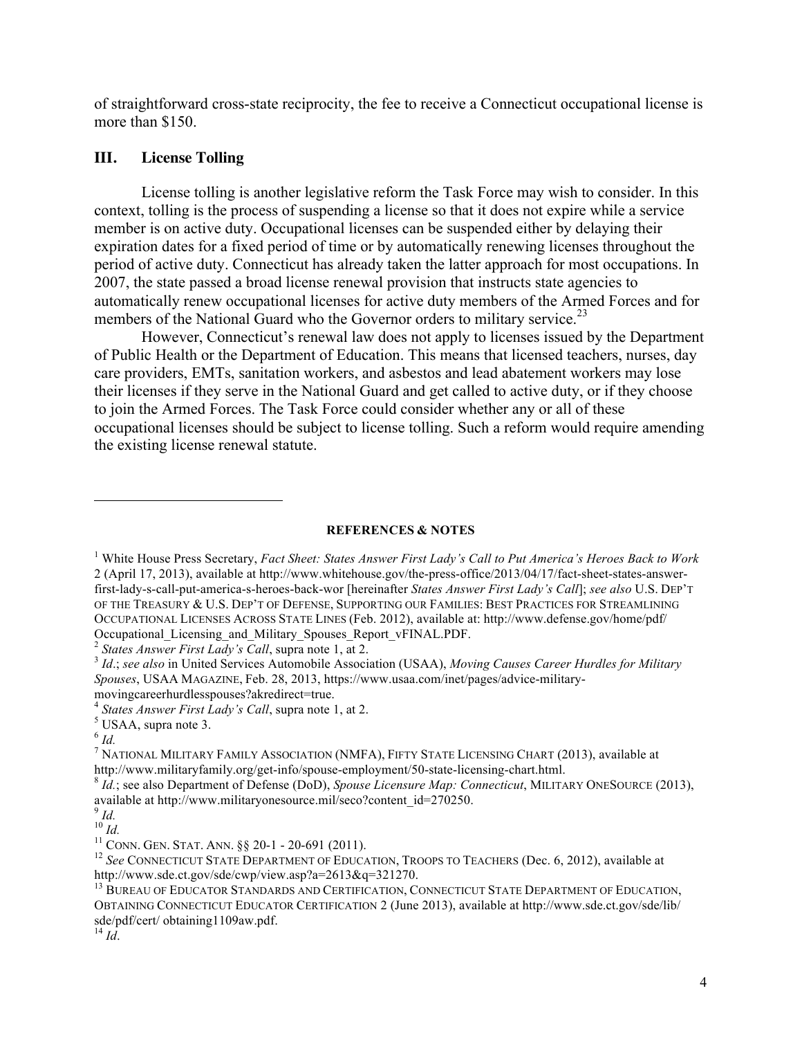of straightforward cross-state reciprocity, the fee to receive a Connecticut occupational license is more than $150.

## III. License Tolling

License tolling is another legislative reform the Task Force may wish to consider. In this context, tolling is the process of suspending a license so that it does not expire while a service member is on active duty. Occupational licenses can be suspended either by delaying their expiration dates for a fixed period of time or by automatically renewing licenses throughout the period of active duty. Connecticut has already taken the latter approach for most occupations. In 2007, the state passed a broad license renewal provision that instructs state agencies to automatically renew occupational licenses for active duty members of the Armed Forces and for members of the National Guard who the Governor orders to military service.[23]

However, Connecticut's renewal law does not apply to licenses issued by the Department of Public Health or the Department of Education. This means that licensed teachers, nurses, day care providers, EMTs, sanitation workers, and asbestos and lead abatement workers may lose their licenses if they serve in the National Guard and get called to active duty, or if they choose to join the Armed Forces. The Task Force could consider whether any or all of these occupational licenses should be subject to license tolling. Such a reform would require amending the existing license renewal statute.

---

**REFERENCES & NOTES**

[1] White House Press Secretary, *Fact Sheet: States Answer First Lady's Call to Put America's Heroes Back to Work* 2 (April 17, 2013), available at http://www.whitehouse.gov/the-press-office/2013/04/17/fact-sheet-states-answer-first-lady-s-call-put-america-s-heroes-back-wor [hereinafter *States Answer First Lady's Call*]; *see also* U.S. DEP'T OF THE TREASURY & U.S. DEP'T OF DEFENSE, SUPPORTING OUR FAMILIES: BEST PRACTICES FOR STREAMLINING OCCUPATIONAL LICENSES ACROSS STATE LINES (Feb. 2012), available at: http://www.defense.gov/home/pdf/Occupational_Licensing_and_Military_Spouses_Report_vFINAL.PDF.

[2] *States Answer First Lady's Call*, supra note 1, at 2.

[3] *Id*.; *see also* in United Services Automobile Association (USAA), *Moving Causes Career Hurdles for Military Spouses*, USAA MAGAZINE, Feb. 28, 2013, https://www.usaa.com/inet/pages/advice-military-movingcareerhurdlesspouses?akredirect=true.

[4] *States Answer First Lady's Call*, supra note 1, at 2.

[5] USAA, supra note 3.

[6] *Id.*

[7] NATIONAL MILITARY FAMILY ASSOCIATION (NMFA), FIFTY STATE LICENSING CHART (2013), available at http://www.militaryfamily.org/get-info/spouse-employment/50-state-licensing-chart.html.

[8] *Id.*; see also Department of Defense (DoD), *Spouse Licensure Map: Connecticut*, MILITARY ONESOURCE (2013), available at http://www.militaryonesource.mil/seco?content_id=270250.

[9] *Id.*

[10] *Id.*

[11] CONN. GEN. STAT. ANN. §§ 20-1 - 20-691 (2011).

[12] *See* CONNECTICUT STATE DEPARTMENT OF EDUCATION, TROOPS TO TEACHERS (Dec. 6, 2012), available at http://www.sde.ct.gov/sde/cwp/view.asp?a=2613&q=321270.

[13] BUREAU OF EDUCATOR STANDARDS AND CERTIFICATION, CONNECTICUT STATE DEPARTMENT OF EDUCATION, OBTAINING CONNECTICUT EDUCATOR CERTIFICATION 2 (June 2013), available at http://www.sde.ct.gov/sde/lib/sde/pdf/cert/ obtaining1109aw.pdf.

[14] *Id*.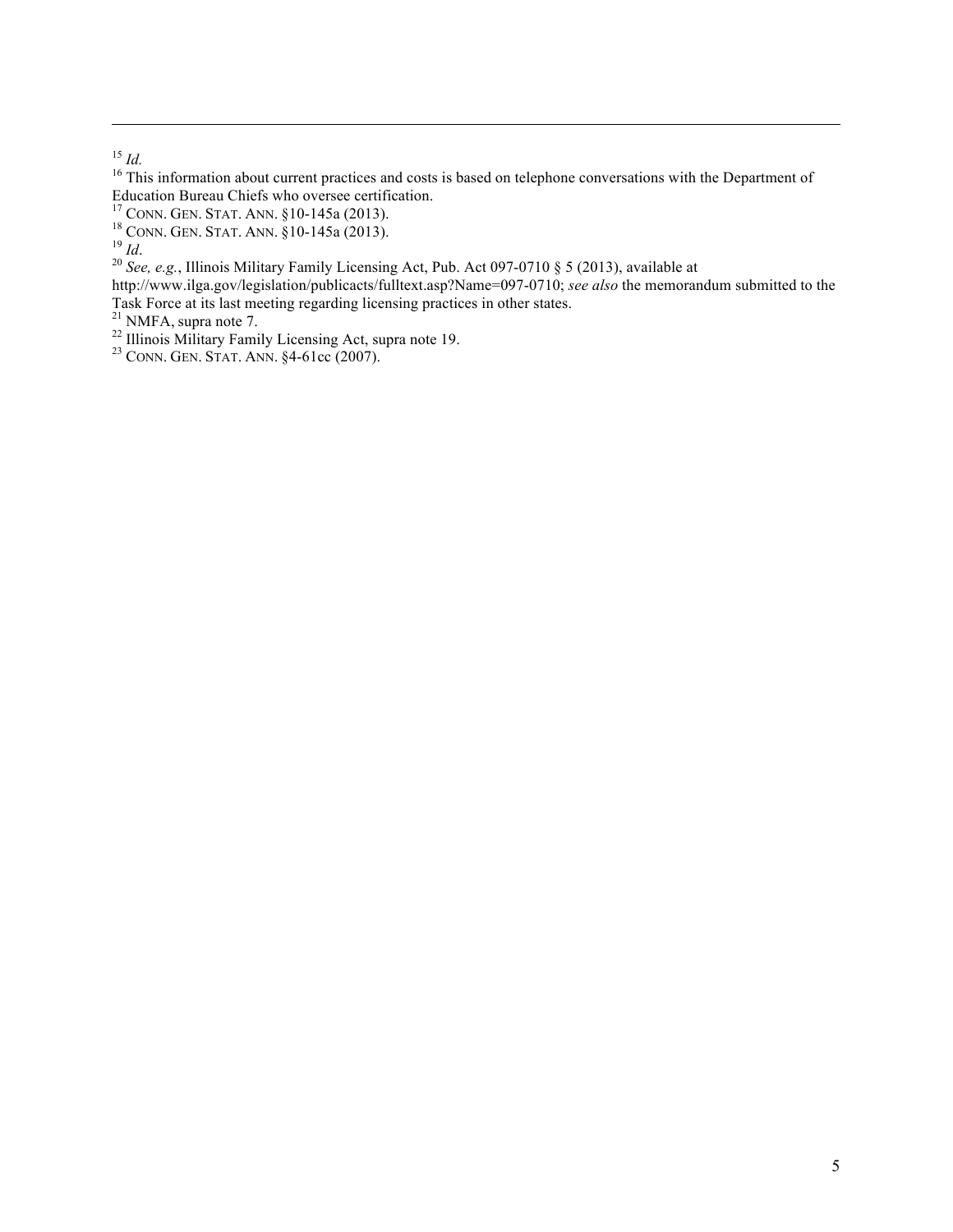---

[15] *Id.*

[16] This information about current practices and costs is based on telephone conversations with the Department of Education Bureau Chiefs who oversee certification.

[17] CONN. GEN. STAT. ANN. §10-145a (2013).

[18] CONN. GEN. STAT. ANN. §10-145a (2013).

[19] *Id*.

[20] *See, e.g.*, Illinois Military Family Licensing Act, Pub. Act 097-0710 § 5 (2013), available at http://www.ilga.gov/legislation/publicacts/fulltext.asp?Name=097-0710; *see also* the memorandum submitted to the Task Force at its last meeting regarding licensing practices in other states.

[21] NMFA, supra note 7.

[22] Illinois Military Family Licensing Act, supra note 19.

[23] CONN. GEN. STAT. ANN. §4-61cc (2007).